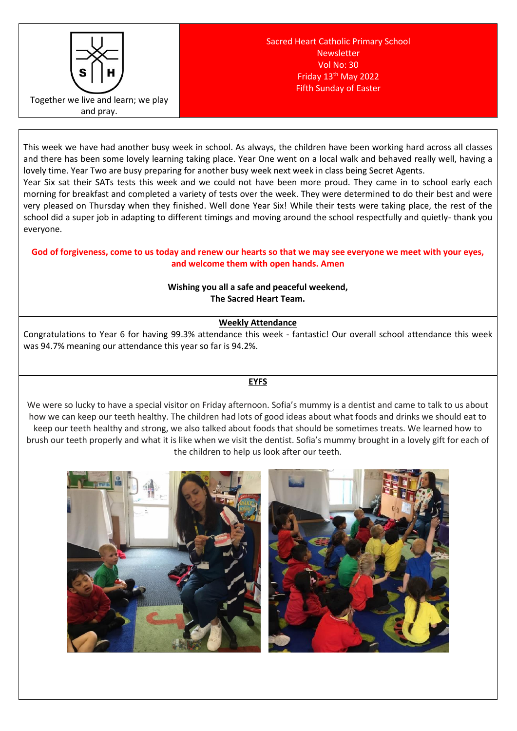Together we live and learn; we play and pray.

Sacred Heart Catholic Primary School
Newsletter
Vol No: 30
Friday 13th May 2022
Fifth Sunday of Easter

This week we have had another busy week in school. As always, the children have been working hard across all classes and there has been some lovely learning taking place. Year One went on a local walk and behaved really well, having a lovely time. Year Two are busy preparing for another busy week next week in class being Secret Agents.

Year Six sat their SATs tests this week and we could not have been more proud. They came in to school early each morning for breakfast and completed a variety of tests over the week. They were determined to do their best and were very pleased on Thursday when they finished. Well done Year Six! While their tests were taking place, the rest of the school did a super job in adapting to different timings and moving around the school respectfully and quietly- thank you everyone.

**God of forgiveness, come to us today and renew our hearts so that we may see everyone we meet with your eyes, and welcome them with open hands. Amen**

**Wishing you all a safe and peaceful weekend,**
**The Sacred Heart Team.**

## Weekly Attendance

Congratulations to Year 6 for having 99.3% attendance this week - fantastic! Our overall school attendance this week was 94.7% meaning our attendance this year so far is 94.2%.

## EYFS

We were so lucky to have a special visitor on Friday afternoon. Sofia's mummy is a dentist and came to talk to us about how we can keep our teeth healthy. The children had lots of good ideas about what foods and drinks we should eat to keep our teeth healthy and strong, we also talked about foods that should be sometimes treats. We learned how to brush our teeth properly and what it is like when we visit the dentist. Sofia's mummy brought in a lovely gift for each of the children to help us look after our teeth.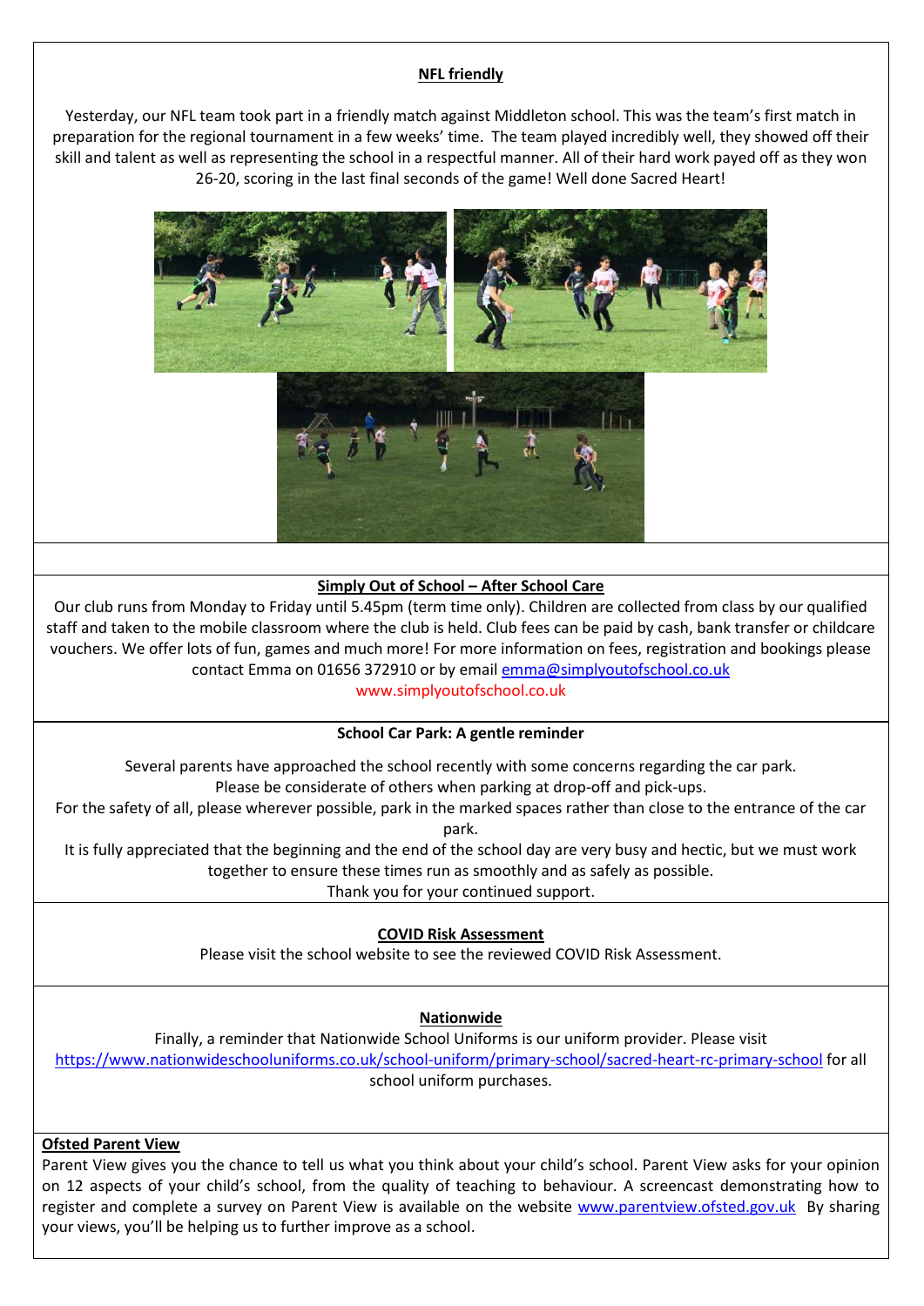## NFL friendly

Yesterday, our NFL team took part in a friendly match against Middleton school. This was the team's first match in preparation for the regional tournament in a few weeks' time. The team played incredibly well, they showed off their skill and talent as well as representing the school in a respectful manner. All of their hard work payed off as they won 26-20, scoring in the last final seconds of the game! Well done Sacred Heart!

## Simply Out of School – After School Care

Our club runs from Monday to Friday until 5.45pm (term time only). Children are collected from class by our qualified staff and taken to the mobile classroom where the club is held. Club fees can be paid by cash, bank transfer or childcare vouchers. We offer lots of fun, games and much more! For more information on fees, registration and bookings please contact Emma on 01656 372910 or by email emma@simplyoutofschool.co.uk

www.simplyoutofschool.co.uk

## School Car Park: A gentle reminder

Several parents have approached the school recently with some concerns regarding the car park.

Please be considerate of others when parking at drop-off and pick-ups.

For the safety of all, please wherever possible, park in the marked spaces rather than close to the entrance of the car park.

It is fully appreciated that the beginning and the end of the school day are very busy and hectic, but we must work together to ensure these times run as smoothly and as safely as possible.

Thank you for your continued support.

## COVID Risk Assessment

Please visit the school website to see the reviewed COVID Risk Assessment.

## Nationwide

Finally, a reminder that Nationwide School Uniforms is our uniform provider. Please visit https://www.nationwideschooluniforms.co.uk/school-uniform/primary-school/sacred-heart-rc-primary-school for all school uniform purchases.

## Ofsted Parent View

Parent View gives you the chance to tell us what you think about your child's school. Parent View asks for your opinion on 12 aspects of your child's school, from the quality of teaching to behaviour. A screencast demonstrating how to register and complete a survey on Parent View is available on the website www.parentview.ofsted.gov.uk By sharing your views, you'll be helping us to further improve as a school.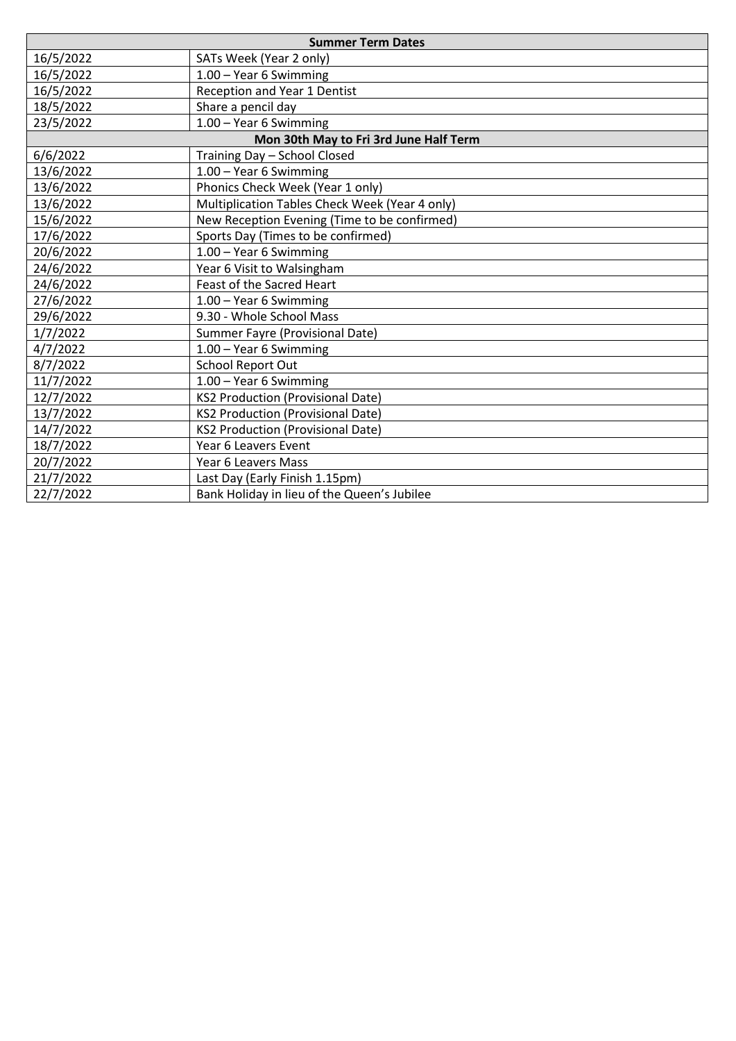| Summer Term Dates | |
|---|---|
| 16/5/2022 | SATs Week (Year 2 only) |
| 16/5/2022 | 1.00 – Year 6 Swimming |
| 16/5/2022 | Reception and Year 1 Dentist |
| 18/5/2022 | Share a pencil day |
| 23/5/2022 | 1.00 – Year 6 Swimming |
| Mon 30th May to Fri 3rd June Half Term | |
| 6/6/2022 | Training Day – School Closed |
| 13/6/2022 | 1.00 – Year 6 Swimming |
| 13/6/2022 | Phonics Check Week (Year 1 only) |
| 13/6/2022 | Multiplication Tables Check Week (Year 4 only) |
| 15/6/2022 | New Reception Evening (Time to be confirmed) |
| 17/6/2022 | Sports Day (Times to be confirmed) |
| 20/6/2022 | 1.00 – Year 6 Swimming |
| 24/6/2022 | Year 6 Visit to Walsingham |
| 24/6/2022 | Feast of the Sacred Heart |
| 27/6/2022 | 1.00 – Year 6 Swimming |
| 29/6/2022 | 9.30 - Whole School Mass |
| 1/7/2022 | Summer Fayre (Provisional Date) |
| 4/7/2022 | 1.00 – Year 6 Swimming |
| 8/7/2022 | School Report Out |
| 11/7/2022 | 1.00 – Year 6 Swimming |
| 12/7/2022 | KS2 Production (Provisional Date) |
| 13/7/2022 | KS2 Production (Provisional Date) |
| 14/7/2022 | KS2 Production (Provisional Date) |
| 18/7/2022 | Year 6 Leavers Event |
| 20/7/2022 | Year 6 Leavers Mass |
| 21/7/2022 | Last Day (Early Finish 1.15pm) |
| 22/7/2022 | Bank Holiday in lieu of the Queen's Jubilee |